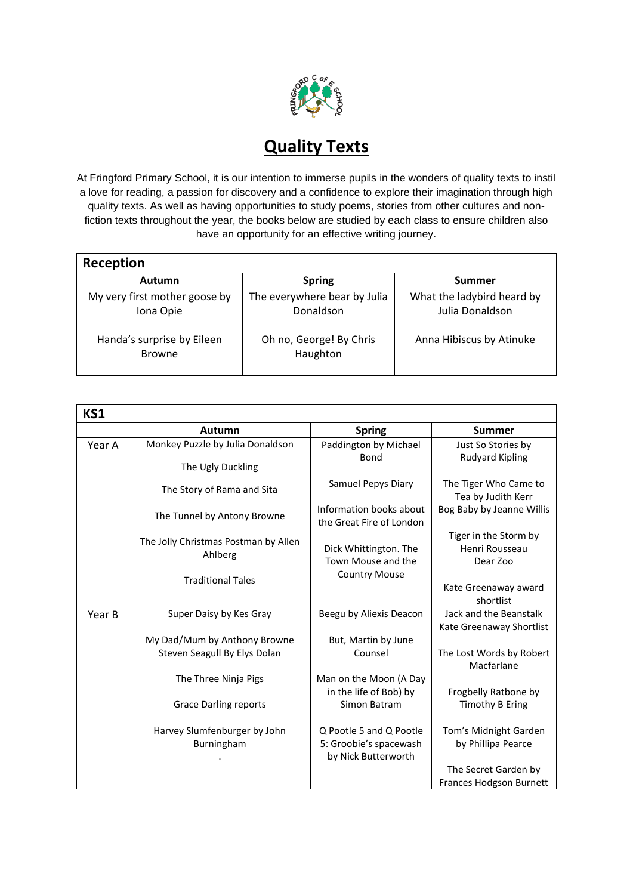# Quality Texts

At Fringford Primary School, it is our intention to immerse pupils in the wonders of quality texts to instil a love for reading, a passion for discovery and a confidence to explore their imagination through high quality texts. As well as having opportunities to study poems, stories from other cultures and non-fiction texts throughout the year, the books below are studied by each class to ensure children also have an opportunity for an effective writing journey.

| Reception | | |
|---|---|---|
| **Autumn** | **Spring** | **Summer** |
| My very first mother goose by Iona Opie<br><br>Handa's surprise by Eileen Browne | The everywhere bear by Julia Donaldson<br><br>Oh no, George! By Chris Haughton | What the ladybird heard by Julia Donaldson<br><br>Anna Hibiscus by Atinuke |

| KS1 | | | |
|---|---|---|---|
| | **Autumn** | **Spring** | **Summer** |
| Year A | Monkey Puzzle by Julia Donaldson<br><br>The Ugly Duckling<br><br>The Story of Rama and Sita<br><br>The Tunnel by Antony Browne<br><br>The Jolly Christmas Postman by Allen Ahlberg<br><br>Traditional Tales | Paddington by Michael Bond<br><br>Samuel Pepys Diary<br><br>Information books about the Great Fire of London<br><br>Dick Whittington. The Town Mouse and the Country Mouse | Just So Stories by Rudyard Kipling<br><br>The Tiger Who Came to Tea by Judith Kerr<br>Bog Baby by Jeanne Willis<br><br>Tiger in the Storm by Henri Rousseau<br>Dear Zoo<br><br>Kate Greenaway award shortlist |
| Year B | Super Daisy by Kes Gray<br><br>My Dad/Mum by Anthony Browne<br>Steven Seagull By Elys Dolan<br><br>The Three Ninja Pigs<br><br>Grace Darling reports<br><br>Harvey Slumfenburger by John Burningham<br>. | Beegu by Aliexis Deacon<br><br>But, Martin by June Counsel<br><br>Man on the Moon (A Day in the life of Bob) by Simon Batram<br><br>Q Pootle 5 and Q Pootle 5: Groobie's spacewash by Nick Butterworth | Jack and the Beanstalk<br>Kate Greenaway Shortlist<br><br>The Lost Words by Robert Macfarlane<br><br>Frogbelly Ratbone by Timothy B Ering<br><br>Tom's Midnight Garden by Phillipa Pearce<br><br>The Secret Garden by Frances Hodgson Burnett |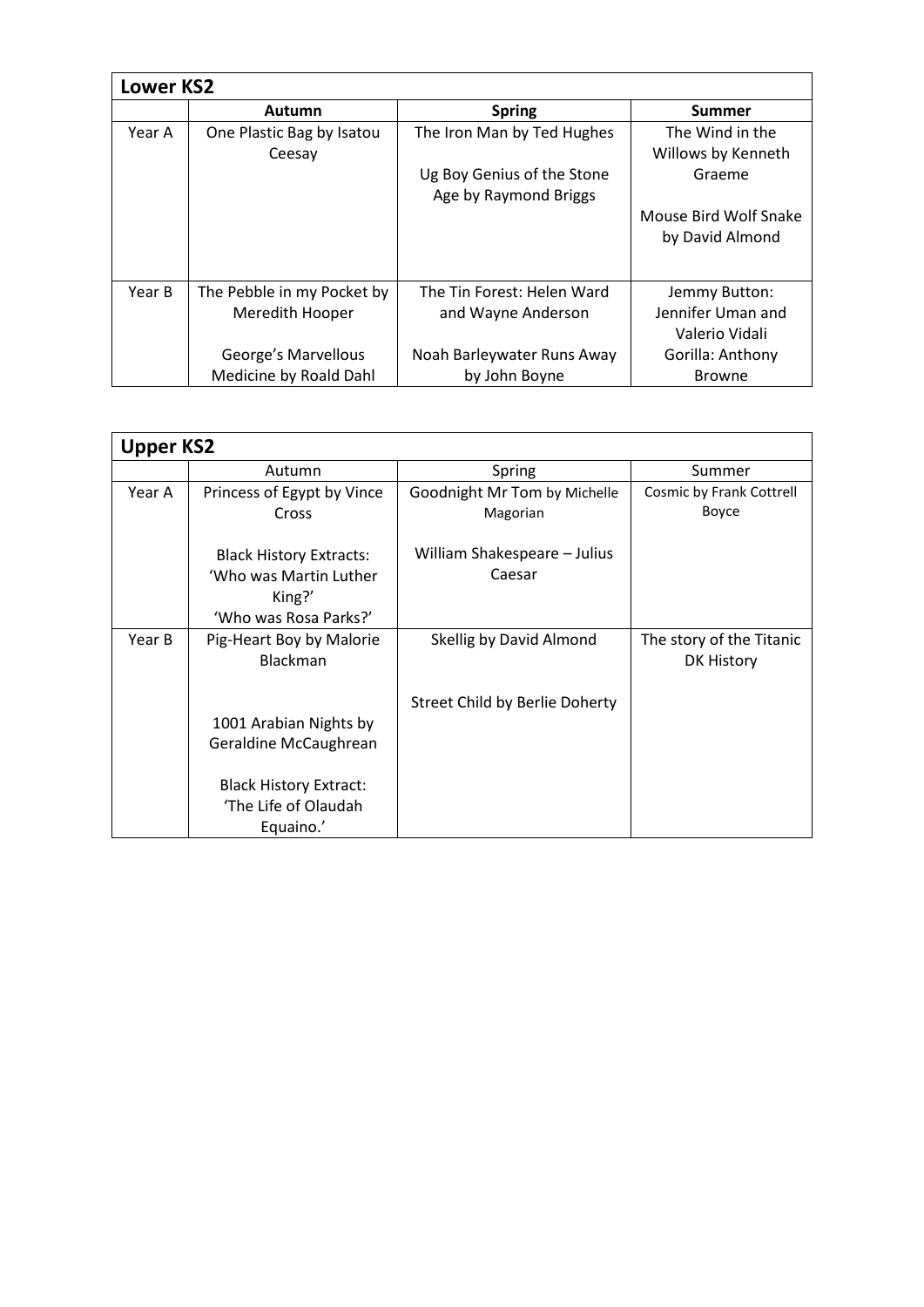| **Lower KS2** | | | |
|---|---|---|---|
| | **Autumn** | **Spring** | **Summer** |
| Year A | One Plastic Bag by Isatou Ceesay | The Iron Man by Ted Hughes<br><br>Ug Boy Genius of the Stone Age by Raymond Briggs | The Wind in the Willows by Kenneth Graeme<br><br>Mouse Bird Wolf Snake by David Almond |
| Year B | The Pebble in my Pocket by Meredith Hooper<br><br>George's Marvellous Medicine by Roald Dahl | The Tin Forest: Helen Ward and Wayne Anderson<br><br>Noah Barleywater Runs Away by John Boyne | Jemmy Button: Jennifer Uman and Valerio Vidali<br>Gorilla: Anthony Browne |

| **Upper KS2** | | | |
|---|---|---|---|
| | Autumn | Spring | Summer |
| Year A | Princess of Egypt by Vince Cross<br><br>Black History Extracts: 'Who was Martin Luther King?' 'Who was Rosa Parks?' | Goodnight Mr Tom by Michelle Magorian<br><br>William Shakespeare – Julius Caesar | Cosmic by Frank Cottrell Boyce |
| Year B | Pig-Heart Boy by Malorie Blackman<br><br>1001 Arabian Nights by Geraldine McCaughrean<br><br>Black History Extract: 'The Life of Olaudah Equaino.' | Skellig by David Almond<br><br>Street Child by Berlie Doherty | The story of the Titanic DK History |